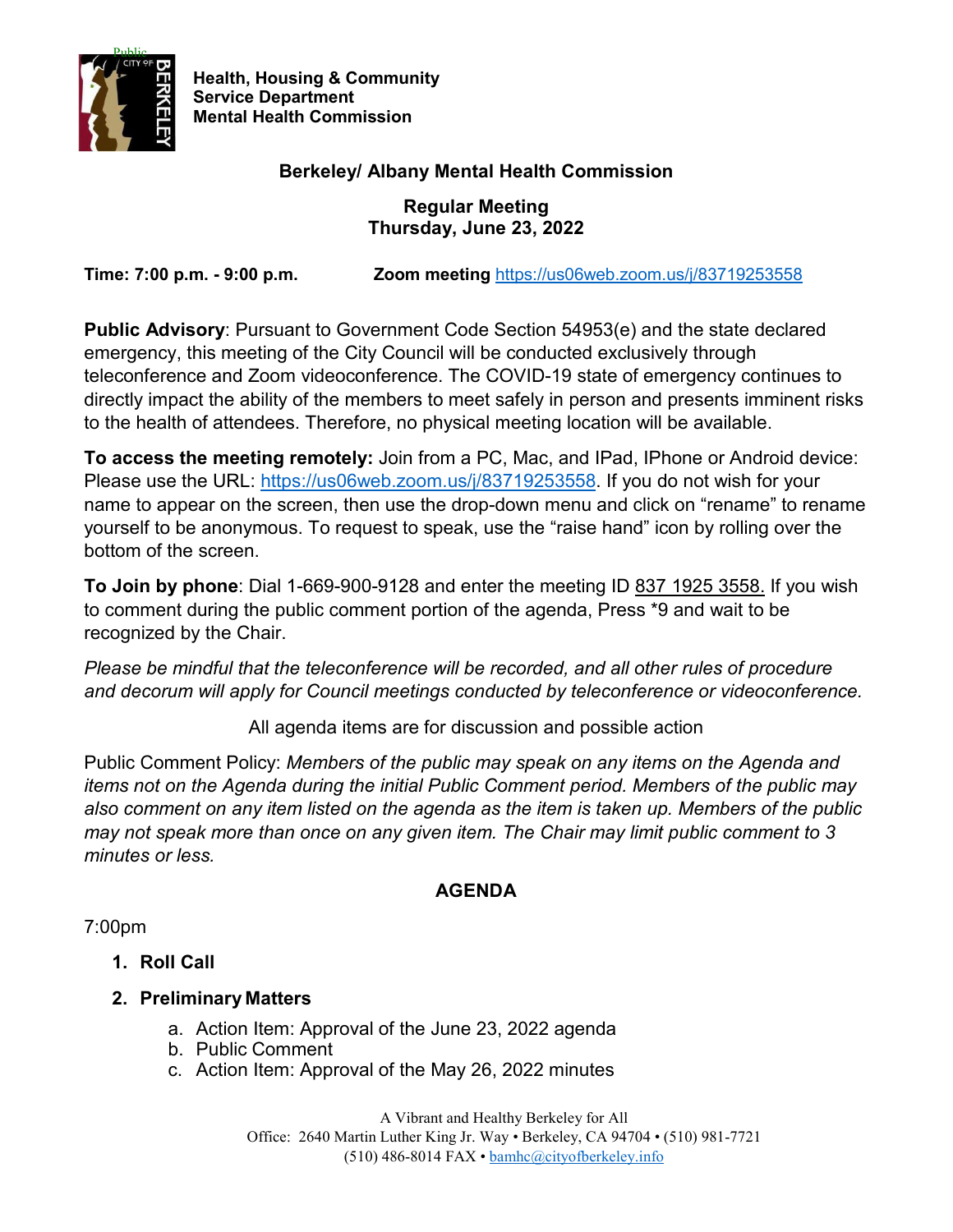**Health, Housing & Community Service Department**
**Mental Health Commission**

## Berkeley/ Albany Mental Health Commission

### Regular Meeting
### Thursday, June 23, 2022

**Time: 7:00 p.m. - 9:00 p.m.** **Zoom meeting** https://us06web.zoom.us/j/83719253558

**Public Advisory**: Pursuant to Government Code Section 54953(e) and the state declared emergency, this meeting of the City Council will be conducted exclusively through teleconference and Zoom videoconference. The COVID-19 state of emergency continues to directly impact the ability of the members to meet safely in person and presents imminent risks to the health of attendees. Therefore, no physical meeting location will be available.

**To access the meeting remotely:** Join from a PC, Mac, and IPad, IPhone or Android device: Please use the URL: https://us06web.zoom.us/j/83719253558. If you do not wish for your name to appear on the screen, then use the drop-down menu and click on "rename" to rename yourself to be anonymous. To request to speak, use the "raise hand" icon by rolling over the bottom of the screen.

**To Join by phone**: Dial 1-669-900-9128 and enter the meeting ID 837 1925 3558. If you wish to comment during the public comment portion of the agenda, Press *9 and wait to be recognized by the Chair.

*Please be mindful that the teleconference will be recorded, and all other rules of procedure and decorum will apply for Council meetings conducted by teleconference or videoconference.*

All agenda items are for discussion and possible action

Public Comment Policy: *Members of the public may speak on any items on the Agenda and items not on the Agenda during the initial Public Comment period. Members of the public may also comment on any item listed on the agenda as the item is taken up. Members of the public may not speak more than once on any given item. The Chair may limit public comment to 3 minutes or less.*

## AGENDA

7:00pm

1. **Roll Call**
2. **Preliminary Matters**
   a. Action Item: Approval of the June 23, 2022 agenda
   b. Public Comment
   c. Action Item: Approval of the May 26, 2022 minutes

A Vibrant and Healthy Berkeley for All
Office: 2640 Martin Luther King Jr. Way • Berkeley, CA 94704 • (510) 981-7721
(510) 486-8014 FAX • bamhc@cityofberkeley.info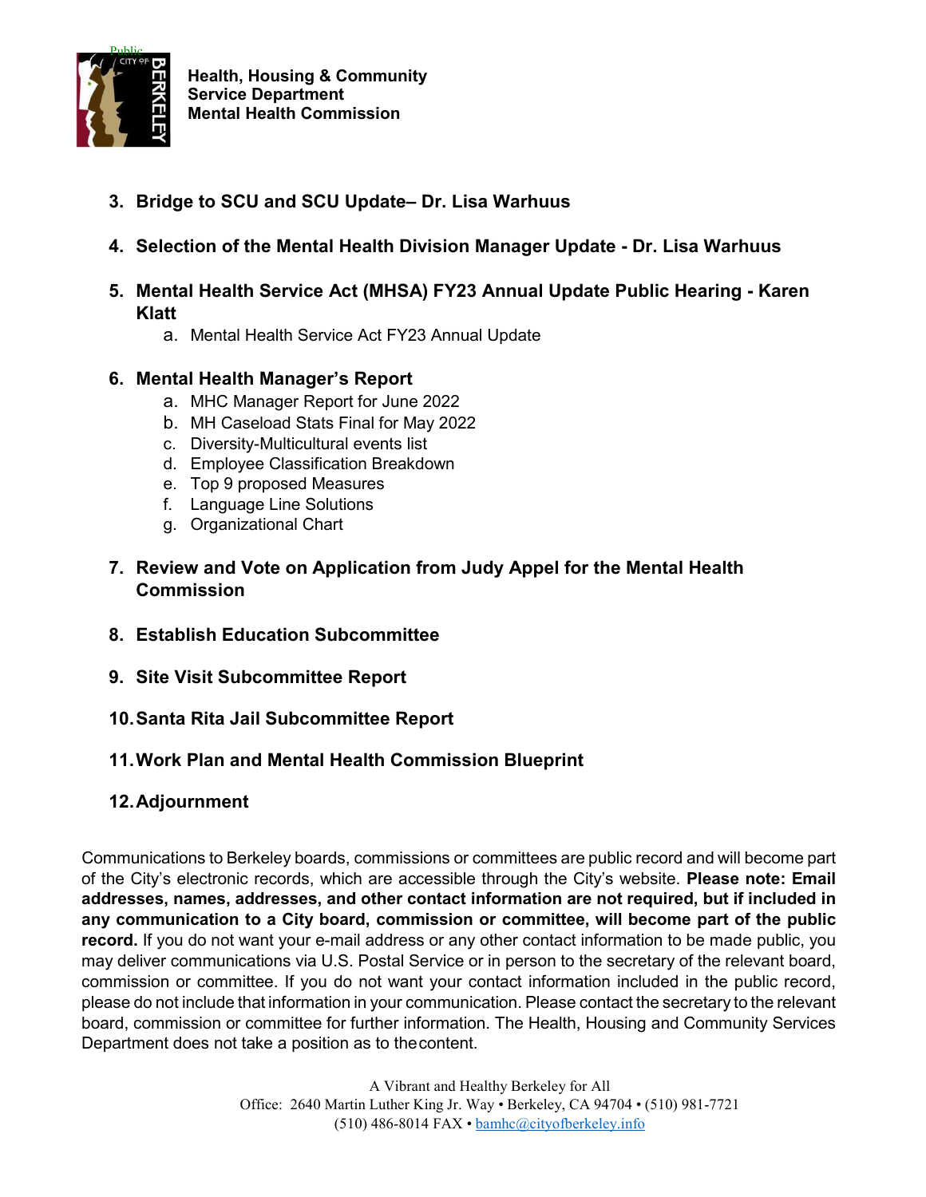**Health, Housing & Community Service Department**
**Mental Health Commission**

3. **Bridge to SCU and SCU Update– Dr. Lisa Warhuus**

4. **Selection of the Mental Health Division Manager Update - Dr. Lisa Warhuus**

5. **Mental Health Service Act (MHSA) FY23 Annual Update Public Hearing - Karen Klatt**
   a. Mental Health Service Act FY23 Annual Update

6. **Mental Health Manager's Report**
   a. MHC Manager Report for June 2022
   b. MH Caseload Stats Final for May 2022
   c. Diversity-Multicultural events list
   d. Employee Classification Breakdown
   e. Top 9 proposed Measures
   f. Language Line Solutions
   g. Organizational Chart

7. **Review and Vote on Application from Judy Appel for the Mental Health Commission**

8. **Establish Education Subcommittee**

9. **Site Visit Subcommittee Report**

10. **Santa Rita Jail Subcommittee Report**

11. **Work Plan and Mental Health Commission Blueprint**

12. **Adjournment**

Communications to Berkeley boards, commissions or committees are public record and will become part of the City's electronic records, which are accessible through the City's website. **Please note: Email addresses, names, addresses, and other contact information are not required, but if included in any communication to a City board, commission or committee, will become part of the public record.** If you do not want your e-mail address or any other contact information to be made public, you may deliver communications via U.S. Postal Service or in person to the secretary of the relevant board, commission or committee. If you do not want your contact information included in the public record, please do not include that information in your communication. Please contact the secretary to the relevant board, commission or committee for further information. The Health, Housing and Community Services Department does not take a position as to the content.

A Vibrant and Healthy Berkeley for All
Office: 2640 Martin Luther King Jr. Way • Berkeley, CA 94704 • (510) 981-7721
(510) 486-8014 FAX • bamhc@cityofberkeley.info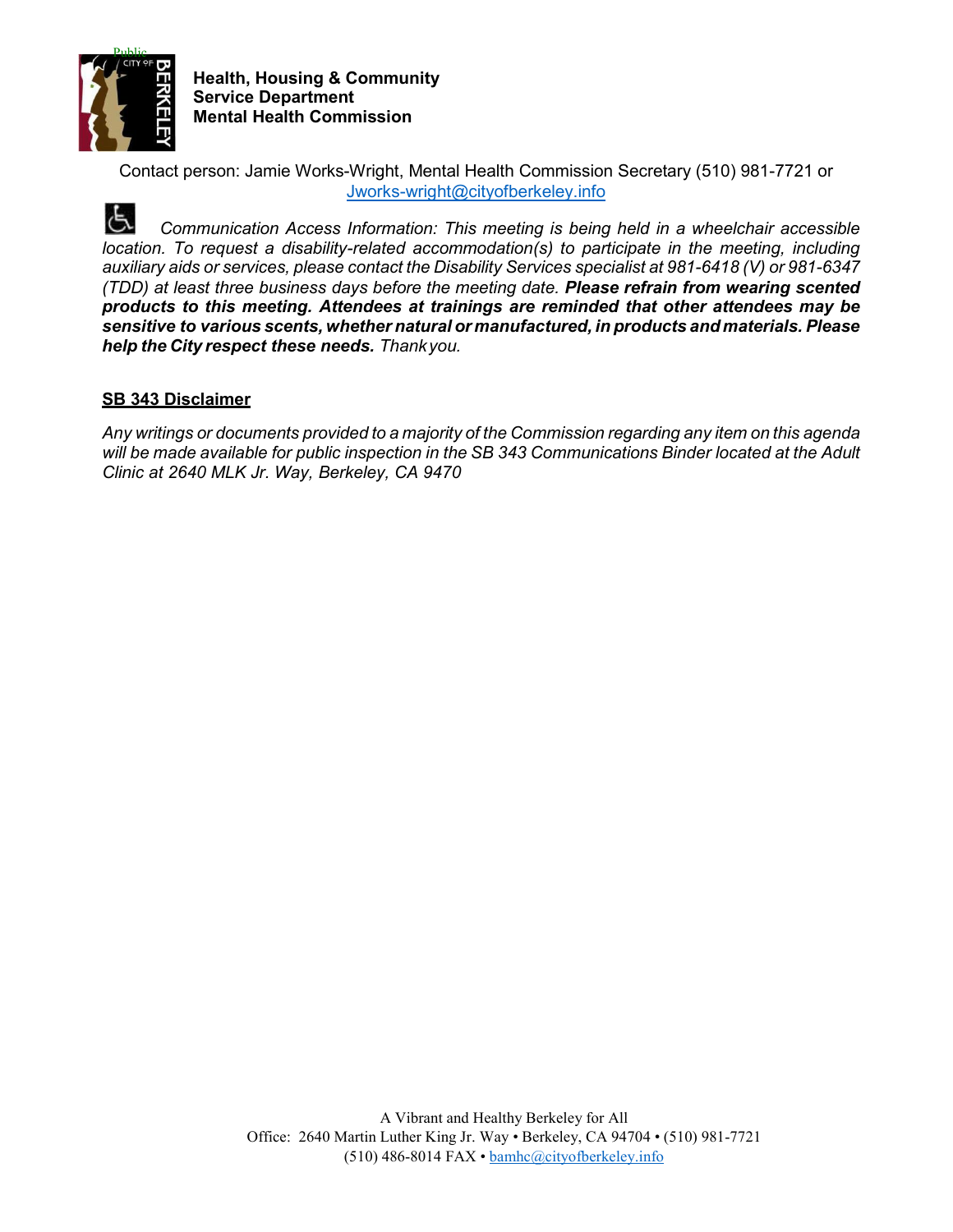**Health, Housing & Community Service Department**
**Mental Health Commission**

Contact person: Jamie Works-Wright, Mental Health Commission Secretary (510) 981-7721 or Jworks-wright@cityofberkeley.info

*Communication Access Information: This meeting is being held in a wheelchair accessible location. To request a disability-related accommodation(s) to participate in the meeting, including auxiliary aids or services, please contact the Disability Services specialist at 981-6418 (V) or 981-6347 (TDD) at least three business days before the meeting date.* ***Please refrain from wearing scented products to this meeting. Attendees at trainings are reminded that other attendees may be sensitive to various scents, whether natural or manufactured, in products and materials. Please help the City respect these needs.*** *Thank you.*

## SB 343 Disclaimer

*Any writings or documents provided to a majority of the Commission regarding any item on this agenda will be made available for public inspection in the SB 343 Communications Binder located at the Adult Clinic at 2640 MLK Jr. Way, Berkeley, CA 9470*

A Vibrant and Healthy Berkeley for All
Office: 2640 Martin Luther King Jr. Way • Berkeley, CA 94704 • (510) 981-7721
(510) 486-8014 FAX • bamhc@cityofberkeley.info